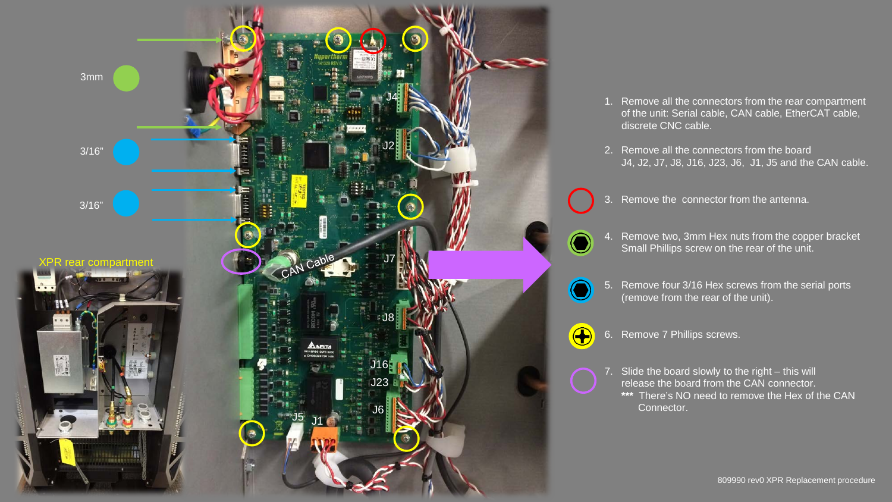3mm

3/16"

3/16"

XPR rear compartment

J4

J2

J7

J8

J16

J23

J6

J5

J1

CAN Cable

1. Remove all the connectors from the rear compartment of the unit: Serial cable, CAN cable, EtherCAT cable, discrete CNC cable.
2. Remove all the connectors from the board J4, J2, J7, J8, J16, J23, J6, J1, J5 and the CAN cable.
3. Remove the connector from the antenna.
4. Remove two, 3mm Hex nuts from the copper bracket Small Phillips screw on the rear of the unit.
5. Remove four 3/16 Hex screws from the serial ports (remove from the rear of the unit).
6. Remove 7 Phillips screws.
7. Slide the board slowly to the right – this will release the board from the CAN connector.
   *** There's NO need to remove the Hex of the CAN Connector.

809990 rev0 XPR Replacement procedure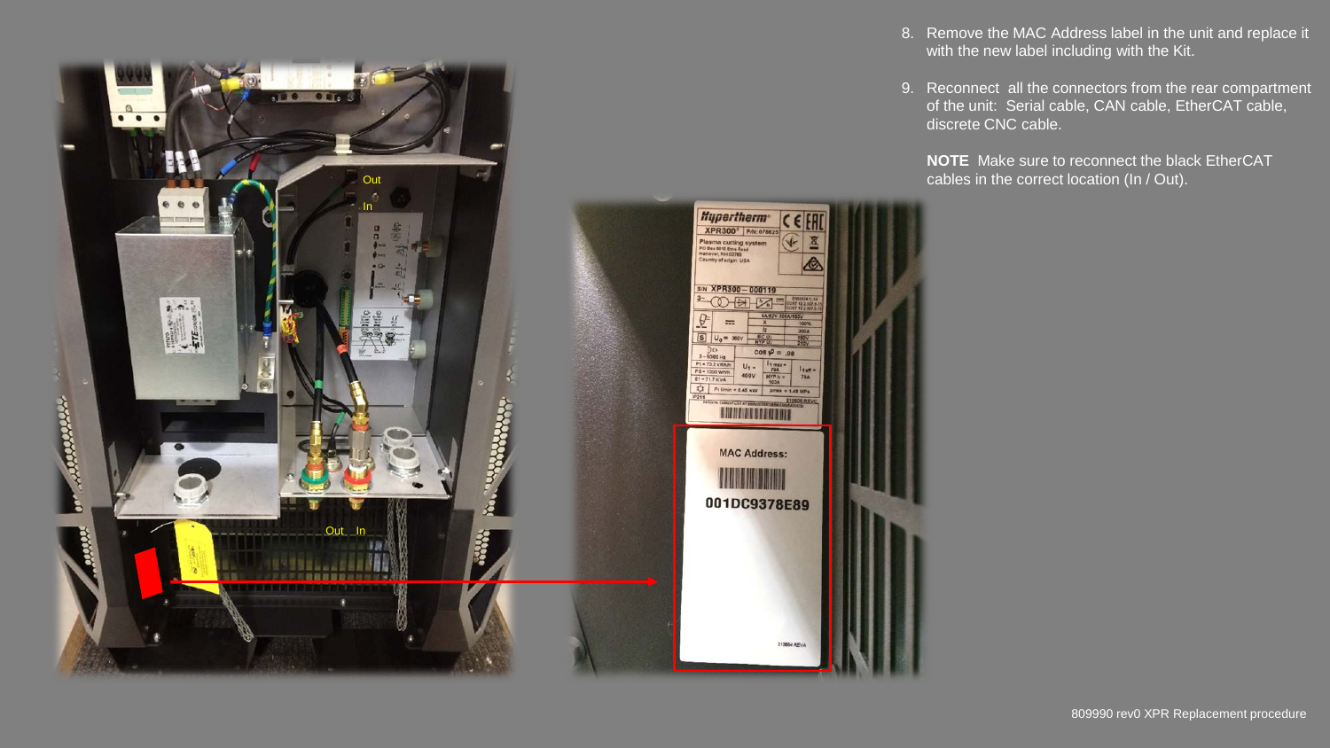8. Remove the MAC Address label in the unit and replace it with the new label including with the Kit.

9. Reconnect all the connectors from the rear compartment of the unit: Serial cable, CAN cable, EtherCAT cable, discrete CNC cable.

   **NOTE** Make sure to reconnect the black EtherCAT cables in the correct location (In / Out).

809990 rev0 XPR Replacement procedure